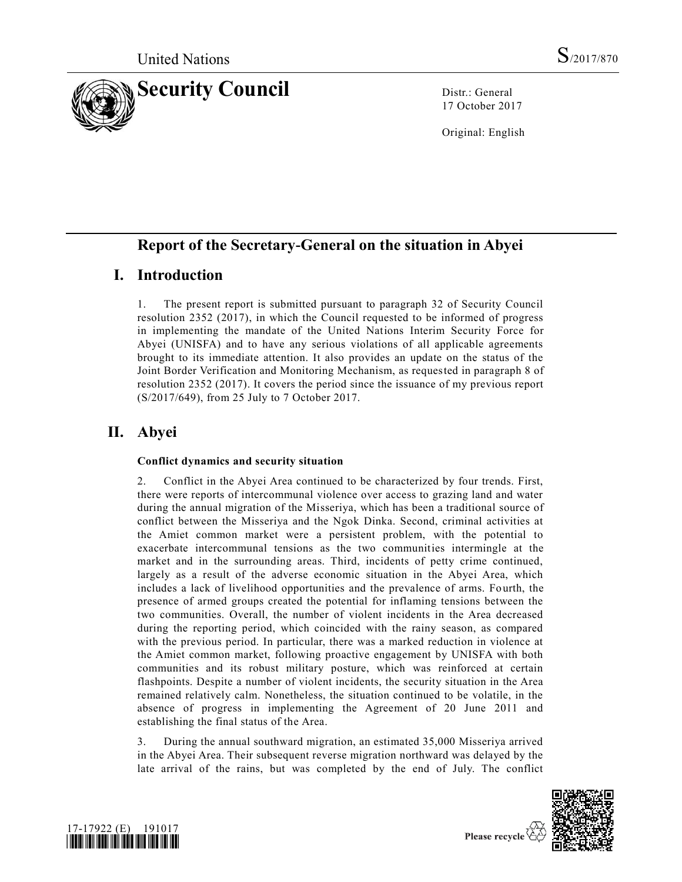United Nations S/2017/870

# Security Council

Distr.: General
17 October 2017

Original: English

# Report of the Secretary-General on the situation in Abyei

## I. Introduction

1. The present report is submitted pursuant to paragraph 32 of Security Council resolution 2352 (2017), in which the Council requested to be informed of progress in implementing the mandate of the United Nations Interim Security Force for Abyei (UNISFA) and to have any serious violations of all applicable agreements brought to its immediate attention. It also provides an update on the status of the Joint Border Verification and Monitoring Mechanism, as requested in paragraph 8 of resolution 2352 (2017). It covers the period since the issuance of my previous report (S/2017/649), from 25 July to 7 October 2017.

## II. Abyei

### Conflict dynamics and security situation

2. Conflict in the Abyei Area continued to be characterized by four trends. First, there were reports of intercommunal violence over access to grazing land and water during the annual migration of the Misseriya, which has been a traditional source of conflict between the Misseriya and the Ngok Dinka. Second, criminal activities at the Amiet common market were a persistent problem, with the potential to exacerbate intercommunal tensions as the two communities intermingle at the market and in the surrounding areas. Third, incidents of petty crime continued, largely as a result of the adverse economic situation in the Abyei Area, which includes a lack of livelihood opportunities and the prevalence of arms. Fourth, the presence of armed groups created the potential for inflaming tensions between the two communities. Overall, the number of violent incidents in the Area decreased during the reporting period, which coincided with the rainy season, as compared with the previous period. In particular, there was a marked reduction in violence at the Amiet common market, following proactive engagement by UNISFA with both communities and its robust military posture, which was reinforced at certain flashpoints. Despite a number of violent incidents, the security situation in the Area remained relatively calm. Nonetheless, the situation continued to be volatile, in the absence of progress in implementing the Agreement of 20 June 2011 and establishing the final status of the Area.

3. During the annual southward migration, an estimated 35,000 Misseriya arrived in the Abyei Area. Their subsequent reverse migration northward was delayed by the late arrival of the rains, but was completed by the end of July. The conflict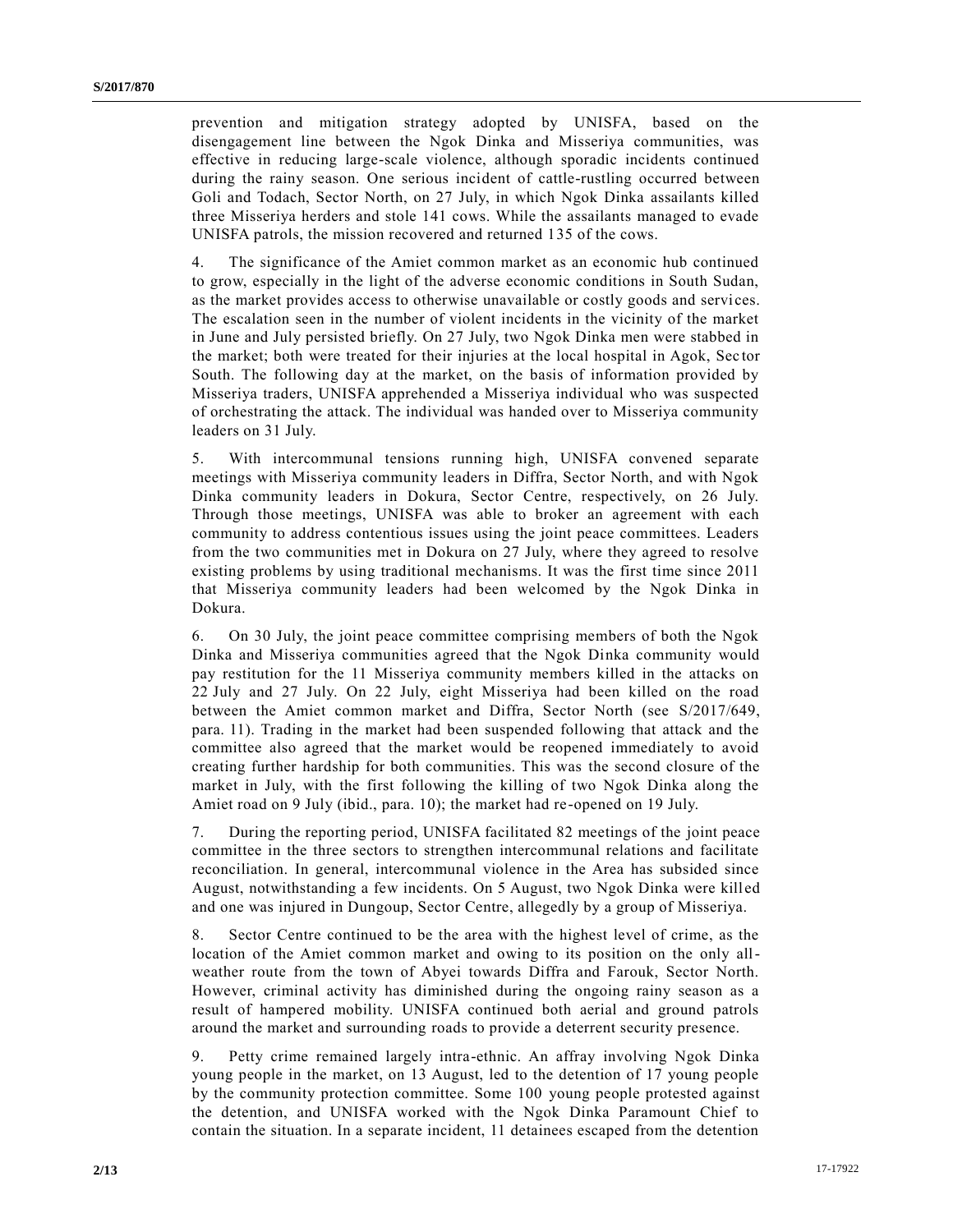prevention and mitigation strategy adopted by UNISFA, based on the disengagement line between the Ngok Dinka and Misseriya communities, was effective in reducing large-scale violence, although sporadic incidents continued during the rainy season. One serious incident of cattle-rustling occurred between Goli and Todach, Sector North, on 27 July, in which Ngok Dinka assailants killed three Misseriya herders and stole 141 cows. While the assailants managed to evade UNISFA patrols, the mission recovered and returned 135 of the cows.

4. The significance of the Amiet common market as an economic hub continued to grow, especially in the light of the adverse economic conditions in South Sudan, as the market provides access to otherwise unavailable or costly goods and services. The escalation seen in the number of violent incidents in the vicinity of the market in June and July persisted briefly. On 27 July, two Ngok Dinka men were stabbed in the market; both were treated for their injuries at the local hospital in Agok, Sector South. The following day at the market, on the basis of information provided by Misseriya traders, UNISFA apprehended a Misseriya individual who was suspected of orchestrating the attack. The individual was handed over to Misseriya community leaders on 31 July.

5. With intercommunal tensions running high, UNISFA convened separate meetings with Misseriya community leaders in Diffra, Sector North, and with Ngok Dinka community leaders in Dokura, Sector Centre, respectively, on 26 July. Through those meetings, UNISFA was able to broker an agreement with each community to address contentious issues using the joint peace committees. Leaders from the two communities met in Dokura on 27 July, where they agreed to resolve existing problems by using traditional mechanisms. It was the first time since 2011 that Misseriya community leaders had been welcomed by the Ngok Dinka in Dokura.

6. On 30 July, the joint peace committee comprising members of both the Ngok Dinka and Misseriya communities agreed that the Ngok Dinka community would pay restitution for the 11 Misseriya community members killed in the attacks on 22 July and 27 July. On 22 July, eight Misseriya had been killed on the road between the Amiet common market and Diffra, Sector North (see S/2017/649, para. 11). Trading in the market had been suspended following that attack and the committee also agreed that the market would be reopened immediately to avoid creating further hardship for both communities. This was the second closure of the market in July, with the first following the killing of two Ngok Dinka along the Amiet road on 9 July (ibid., para. 10); the market had re-opened on 19 July.

7. During the reporting period, UNISFA facilitated 82 meetings of the joint peace committee in the three sectors to strengthen intercommunal relations and facilitate reconciliation. In general, intercommunal violence in the Area has subsided since August, notwithstanding a few incidents. On 5 August, two Ngok Dinka were killed and one was injured in Dungoup, Sector Centre, allegedly by a group of Misseriya.

8. Sector Centre continued to be the area with the highest level of crime, as the location of the Amiet common market and owing to its position on the only all-weather route from the town of Abyei towards Diffra and Farouk, Sector North. However, criminal activity has diminished during the ongoing rainy season as a result of hampered mobility. UNISFA continued both aerial and ground patrols around the market and surrounding roads to provide a deterrent security presence.

9. Petty crime remained largely intra-ethnic. An affray involving Ngok Dinka young people in the market, on 13 August, led to the detention of 17 young people by the community protection committee. Some 100 young people protested against the detention, and UNISFA worked with the Ngok Dinka Paramount Chief to contain the situation. In a separate incident, 11 detainees escaped from the detention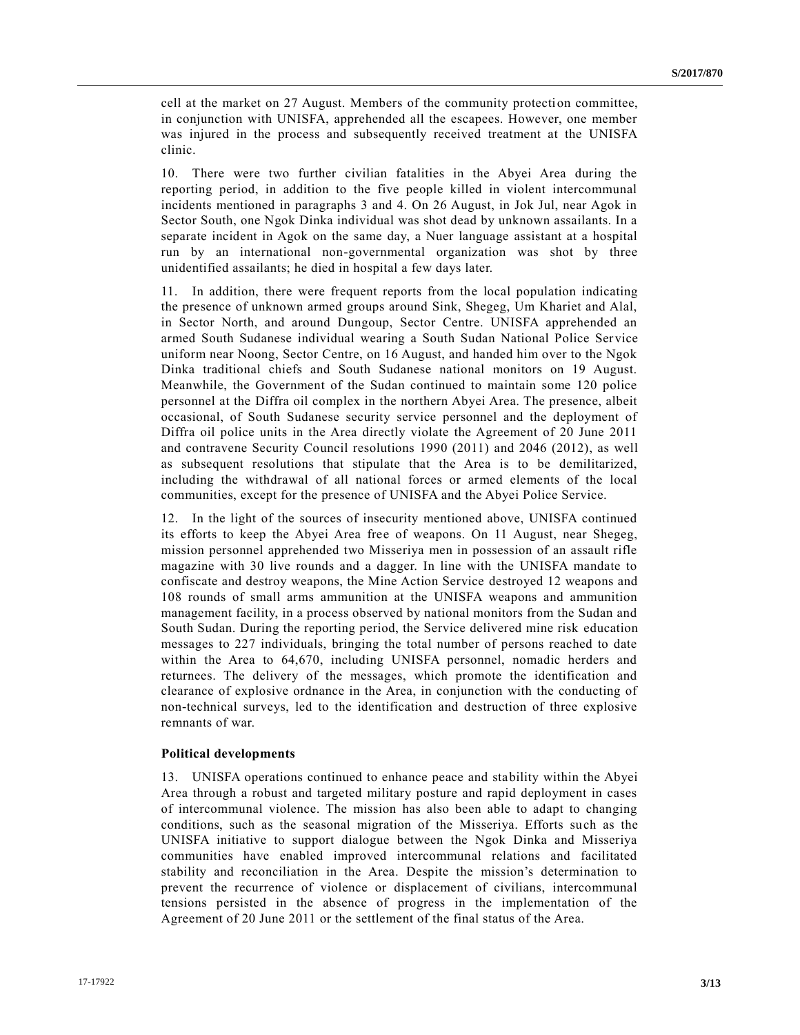cell at the market on 27 August. Members of the community protection committee, in conjunction with UNISFA, apprehended all the escapees. However, one member was injured in the process and subsequently received treatment at the UNISFA clinic.

10. There were two further civilian fatalities in the Abyei Area during the reporting period, in addition to the five people killed in violent intercommunal incidents mentioned in paragraphs 3 and 4. On 26 August, in Jok Jul, near Agok in Sector South, one Ngok Dinka individual was shot dead by unknown assailants. In a separate incident in Agok on the same day, a Nuer language assistant at a hospital run by an international non-governmental organization was shot by three unidentified assailants; he died in hospital a few days later.

11. In addition, there were frequent reports from the local population indicating the presence of unknown armed groups around Sink, Shegeg, Um Khariet and Alal, in Sector North, and around Dungoup, Sector Centre. UNISFA apprehended an armed South Sudanese individual wearing a South Sudan National Police Service uniform near Noong, Sector Centre, on 16 August, and handed him over to the Ngok Dinka traditional chiefs and South Sudanese national monitors on 19 August. Meanwhile, the Government of the Sudan continued to maintain some 120 police personnel at the Diffra oil complex in the northern Abyei Area. The presence, albeit occasional, of South Sudanese security service personnel and the deployment of Diffra oil police units in the Area directly violate the Agreement of 20 June 2011 and contravene Security Council resolutions 1990 (2011) and 2046 (2012), as well as subsequent resolutions that stipulate that the Area is to be demilitarized, including the withdrawal of all national forces or armed elements of the local communities, except for the presence of UNISFA and the Abyei Police Service.

12. In the light of the sources of insecurity mentioned above, UNISFA continued its efforts to keep the Abyei Area free of weapons. On 11 August, near Shegeg, mission personnel apprehended two Misseriya men in possession of an assault rifle magazine with 30 live rounds and a dagger. In line with the UNISFA mandate to confiscate and destroy weapons, the Mine Action Service destroyed 12 weapons and 108 rounds of small arms ammunition at the UNISFA weapons and ammunition management facility, in a process observed by national monitors from the Sudan and South Sudan. During the reporting period, the Service delivered mine risk education messages to 227 individuals, bringing the total number of persons reached to date within the Area to 64,670, including UNISFA personnel, nomadic herders and returnees. The delivery of the messages, which promote the identification and clearance of explosive ordnance in the Area, in conjunction with the conducting of non-technical surveys, led to the identification and destruction of three explosive remnants of war.

### Political developments

13. UNISFA operations continued to enhance peace and stability within the Abyei Area through a robust and targeted military posture and rapid deployment in cases of intercommunal violence. The mission has also been able to adapt to changing conditions, such as the seasonal migration of the Misseriya. Efforts such as the UNISFA initiative to support dialogue between the Ngok Dinka and Misseriya communities have enabled improved intercommunal relations and facilitated stability and reconciliation in the Area. Despite the mission's determination to prevent the recurrence of violence or displacement of civilians, intercommunal tensions persisted in the absence of progress in the implementation of the Agreement of 20 June 2011 or the settlement of the final status of the Area.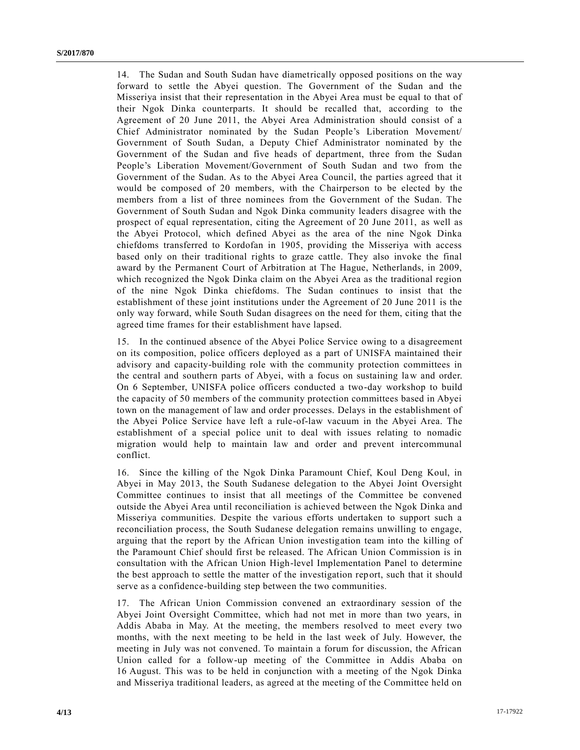14. The Sudan and South Sudan have diametrically opposed positions on the way forward to settle the Abyei question. The Government of the Sudan and the Misseriya insist that their representation in the Abyei Area must be equal to that of their Ngok Dinka counterparts. It should be recalled that, according to the Agreement of 20 June 2011, the Abyei Area Administration should consist of a Chief Administrator nominated by the Sudan People's Liberation Movement/ Government of South Sudan, a Deputy Chief Administrator nominated by the Government of the Sudan and five heads of department, three from the Sudan People's Liberation Movement/Government of South Sudan and two from the Government of the Sudan. As to the Abyei Area Council, the parties agreed that it would be composed of 20 members, with the Chairperson to be elected by the members from a list of three nominees from the Government of the Sudan. The Government of South Sudan and Ngok Dinka community leaders disagree with the prospect of equal representation, citing the Agreement of 20 June 2011, as well as the Abyei Protocol, which defined Abyei as the area of the nine Ngok Dinka chiefdoms transferred to Kordofan in 1905, providing the Misseriya with access based only on their traditional rights to graze cattle. They also invoke the final award by the Permanent Court of Arbitration at The Hague, Netherlands, in 2009, which recognized the Ngok Dinka claim on the Abyei Area as the traditional region of the nine Ngok Dinka chiefdoms. The Sudan continues to insist that the establishment of these joint institutions under the Agreement of 20 June 2011 is the only way forward, while South Sudan disagrees on the need for them, citing that the agreed time frames for their establishment have lapsed.

15. In the continued absence of the Abyei Police Service owing to a disagreement on its composition, police officers deployed as a part of UNISFA maintained their advisory and capacity-building role with the community protection committees in the central and southern parts of Abyei, with a focus on sustaining law and order. On 6 September, UNISFA police officers conducted a two-day workshop to build the capacity of 50 members of the community protection committees based in Abyei town on the management of law and order processes. Delays in the establishment of the Abyei Police Service have left a rule-of-law vacuum in the Abyei Area. The establishment of a special police unit to deal with issues relating to nomadic migration would help to maintain law and order and prevent intercommunal conflict.

16. Since the killing of the Ngok Dinka Paramount Chief, Koul Deng Koul, in Abyei in May 2013, the South Sudanese delegation to the Abyei Joint Oversight Committee continues to insist that all meetings of the Committee be convened outside the Abyei Area until reconciliation is achieved between the Ngok Dinka and Misseriya communities. Despite the various efforts undertaken to support such a reconciliation process, the South Sudanese delegation remains unwilling to engage, arguing that the report by the African Union investigation team into the killing of the Paramount Chief should first be released. The African Union Commission is in consultation with the African Union High-level Implementation Panel to determine the best approach to settle the matter of the investigation report, such that it should serve as a confidence-building step between the two communities.

17. The African Union Commission convened an extraordinary session of the Abyei Joint Oversight Committee, which had not met in more than two years, in Addis Ababa in May. At the meeting, the members resolved to meet every two months, with the next meeting to be held in the last week of July. However, the meeting in July was not convened. To maintain a forum for discussion, the African Union called for a follow-up meeting of the Committee in Addis Ababa on 16 August. This was to be held in conjunction with a meeting of the Ngok Dinka and Misseriya traditional leaders, as agreed at the meeting of the Committee held on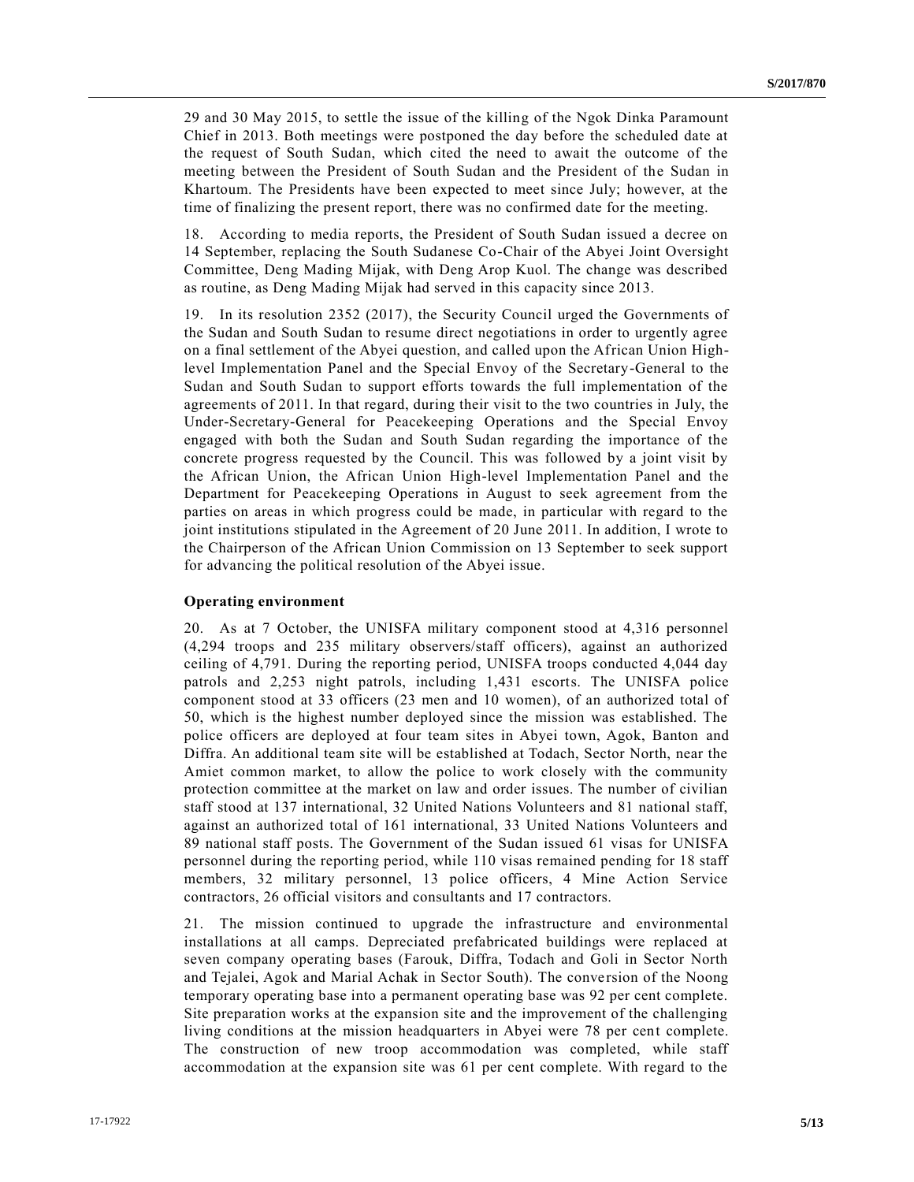29 and 30 May 2015, to settle the issue of the killing of the Ngok Dinka Paramount Chief in 2013. Both meetings were postponed the day before the scheduled date at the request of South Sudan, which cited the need to await the outcome of the meeting between the President of South Sudan and the President of the Sudan in Khartoum. The Presidents have been expected to meet since July; however, at the time of finalizing the present report, there was no confirmed date for the meeting.

18. According to media reports, the President of South Sudan issued a decree on 14 September, replacing the South Sudanese Co-Chair of the Abyei Joint Oversight Committee, Deng Mading Mijak, with Deng Arop Kuol. The change was described as routine, as Deng Mading Mijak had served in this capacity since 2013.

19. In its resolution 2352 (2017), the Security Council urged the Governments of the Sudan and South Sudan to resume direct negotiations in order to urgently agree on a final settlement of the Abyei question, and called upon the African Union High-level Implementation Panel and the Special Envoy of the Secretary-General to the Sudan and South Sudan to support efforts towards the full implementation of the agreements of 2011. In that regard, during their visit to the two countries in July, the Under-Secretary-General for Peacekeeping Operations and the Special Envoy engaged with both the Sudan and South Sudan regarding the importance of the concrete progress requested by the Council. This was followed by a joint visit by the African Union, the African Union High-level Implementation Panel and the Department for Peacekeeping Operations in August to seek agreement from the parties on areas in which progress could be made, in particular with regard to the joint institutions stipulated in the Agreement of 20 June 2011. In addition, I wrote to the Chairperson of the African Union Commission on 13 September to seek support for advancing the political resolution of the Abyei issue.

**Operating environment**

20. As at 7 October, the UNISFA military component stood at 4,316 personnel (4,294 troops and 235 military observers/staff officers), against an authorized ceiling of 4,791. During the reporting period, UNISFA troops conducted 4,044 day patrols and 2,253 night patrols, including 1,431 escorts. The UNISFA police component stood at 33 officers (23 men and 10 women), of an authorized total of 50, which is the highest number deployed since the mission was established. The police officers are deployed at four team sites in Abyei town, Agok, Banton and Diffra. An additional team site will be established at Todach, Sector North, near the Amiet common market, to allow the police to work closely with the community protection committee at the market on law and order issues. The number of civilian staff stood at 137 international, 32 United Nations Volunteers and 81 national staff, against an authorized total of 161 international, 33 United Nations Volunteers and 89 national staff posts. The Government of the Sudan issued 61 visas for UNISFA personnel during the reporting period, while 110 visas remained pending for 18 staff members, 32 military personnel, 13 police officers, 4 Mine Action Service contractors, 26 official visitors and consultants and 17 contractors.

21. The mission continued to upgrade the infrastructure and environmental installations at all camps. Depreciated prefabricated buildings were replaced at seven company operating bases (Farouk, Diffra, Todach and Goli in Sector North and Tejalei, Agok and Marial Achak in Sector South). The conversion of the Noong temporary operating base into a permanent operating base was 92 per cent complete. Site preparation works at the expansion site and the improvement of the challenging living conditions at the mission headquarters in Abyei were 78 per cent complete. The construction of new troop accommodation was completed, while staff accommodation at the expansion site was 61 per cent complete. With regard to the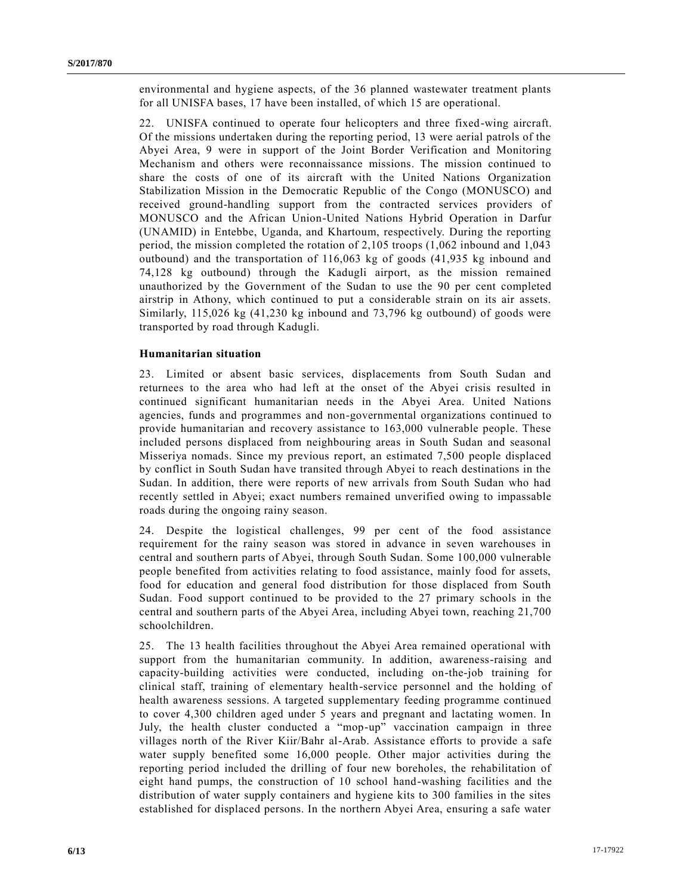environmental and hygiene aspects, of the 36 planned wastewater treatment plants for all UNISFA bases, 17 have been installed, of which 15 are operational.

22. UNISFA continued to operate four helicopters and three fixed-wing aircraft. Of the missions undertaken during the reporting period, 13 were aerial patrols of the Abyei Area, 9 were in support of the Joint Border Verification and Monitoring Mechanism and others were reconnaissance missions. The mission continued to share the costs of one of its aircraft with the United Nations Organization Stabilization Mission in the Democratic Republic of the Congo (MONUSCO) and received ground-handling support from the contracted services providers of MONUSCO and the African Union-United Nations Hybrid Operation in Darfur (UNAMID) in Entebbe, Uganda, and Khartoum, respectively. During the reporting period, the mission completed the rotation of 2,105 troops (1,062 inbound and 1,043 outbound) and the transportation of 116,063 kg of goods (41,935 kg inbound and 74,128 kg outbound) through the Kadugli airport, as the mission remained unauthorized by the Government of the Sudan to use the 90 per cent completed airstrip in Athony, which continued to put a considerable strain on its air assets. Similarly, 115,026 kg (41,230 kg inbound and 73,796 kg outbound) of goods were transported by road through Kadugli.

**Humanitarian situation**

23. Limited or absent basic services, displacements from South Sudan and returnees to the area who had left at the onset of the Abyei crisis resulted in continued significant humanitarian needs in the Abyei Area. United Nations agencies, funds and programmes and non-governmental organizations continued to provide humanitarian and recovery assistance to 163,000 vulnerable people. These included persons displaced from neighbouring areas in South Sudan and seasonal Misseriya nomads. Since my previous report, an estimated 7,500 people displaced by conflict in South Sudan have transited through Abyei to reach destinations in the Sudan. In addition, there were reports of new arrivals from South Sudan who had recently settled in Abyei; exact numbers remained unverified owing to impassable roads during the ongoing rainy season.

24. Despite the logistical challenges, 99 per cent of the food assistance requirement for the rainy season was stored in advance in seven warehouses in central and southern parts of Abyei, through South Sudan. Some 100,000 vulnerable people benefited from activities relating to food assistance, mainly food for assets, food for education and general food distribution for those displaced from South Sudan. Food support continued to be provided to the 27 primary schools in the central and southern parts of the Abyei Area, including Abyei town, reaching 21,700 schoolchildren.

25. The 13 health facilities throughout the Abyei Area remained operational with support from the humanitarian community. In addition, awareness-raising and capacity-building activities were conducted, including on-the-job training for clinical staff, training of elementary health-service personnel and the holding of health awareness sessions. A targeted supplementary feeding programme continued to cover 4,300 children aged under 5 years and pregnant and lactating women. In July, the health cluster conducted a "mop-up" vaccination campaign in three villages north of the River Kiir/Bahr al-Arab. Assistance efforts to provide a safe water supply benefited some 16,000 people. Other major activities during the reporting period included the drilling of four new boreholes, the rehabilitation of eight hand pumps, the construction of 10 school hand-washing facilities and the distribution of water supply containers and hygiene kits to 300 families in the sites established for displaced persons. In the northern Abyei Area, ensuring a safe water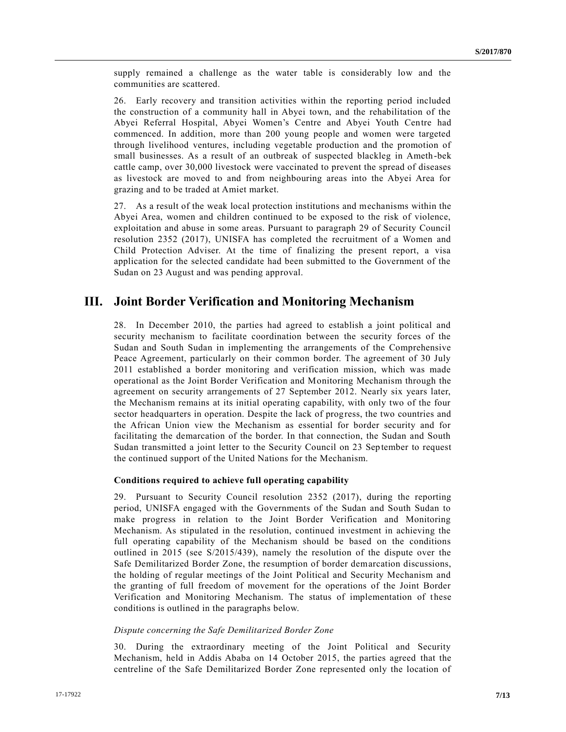supply remained a challenge as the water table is considerably low and the communities are scattered.

26. Early recovery and transition activities within the reporting period included the construction of a community hall in Abyei town, and the rehabilitation of the Abyei Referral Hospital, Abyei Women's Centre and Abyei Youth Centre had commenced. In addition, more than 200 young people and women were targeted through livelihood ventures, including vegetable production and the promotion of small businesses. As a result of an outbreak of suspected blackleg in Ameth-bek cattle camp, over 30,000 livestock were vaccinated to prevent the spread of diseases as livestock are moved to and from neighbouring areas into the Abyei Area for grazing and to be traded at Amiet market.

27. As a result of the weak local protection institutions and mechanisms within the Abyei Area, women and children continued to be exposed to the risk of violence, exploitation and abuse in some areas. Pursuant to paragraph 29 of Security Council resolution 2352 (2017), UNISFA has completed the recruitment of a Women and Child Protection Adviser. At the time of finalizing the present report, a visa application for the selected candidate had been submitted to the Government of the Sudan on 23 August and was pending approval.

# III. Joint Border Verification and Monitoring Mechanism

28. In December 2010, the parties had agreed to establish a joint political and security mechanism to facilitate coordination between the security forces of the Sudan and South Sudan in implementing the arrangements of the Comprehensive Peace Agreement, particularly on their common border. The agreement of 30 July 2011 established a border monitoring and verification mission, which was made operational as the Joint Border Verification and Monitoring Mechanism through the agreement on security arrangements of 27 September 2012. Nearly six years later, the Mechanism remains at its initial operating capability, with only two of the four sector headquarters in operation. Despite the lack of progress, the two countries and the African Union view the Mechanism as essential for border security and for facilitating the demarcation of the border. In that connection, the Sudan and South Sudan transmitted a joint letter to the Security Council on 23 September to request the continued support of the United Nations for the Mechanism.

### Conditions required to achieve full operating capability

29. Pursuant to Security Council resolution 2352 (2017), during the reporting period, UNISFA engaged with the Governments of the Sudan and South Sudan to make progress in relation to the Joint Border Verification and Monitoring Mechanism. As stipulated in the resolution, continued investment in achieving the full operating capability of the Mechanism should be based on the conditions outlined in 2015 (see S/2015/439), namely the resolution of the dispute over the Safe Demilitarized Border Zone, the resumption of border demarcation discussions, the holding of regular meetings of the Joint Political and Security Mechanism and the granting of full freedom of movement for the operations of the Joint Border Verification and Monitoring Mechanism. The status of implementation of these conditions is outlined in the paragraphs below.

*Dispute concerning the Safe Demilitarized Border Zone*

30. During the extraordinary meeting of the Joint Political and Security Mechanism, held in Addis Ababa on 14 October 2015, the parties agreed that the centreline of the Safe Demilitarized Border Zone represented only the location of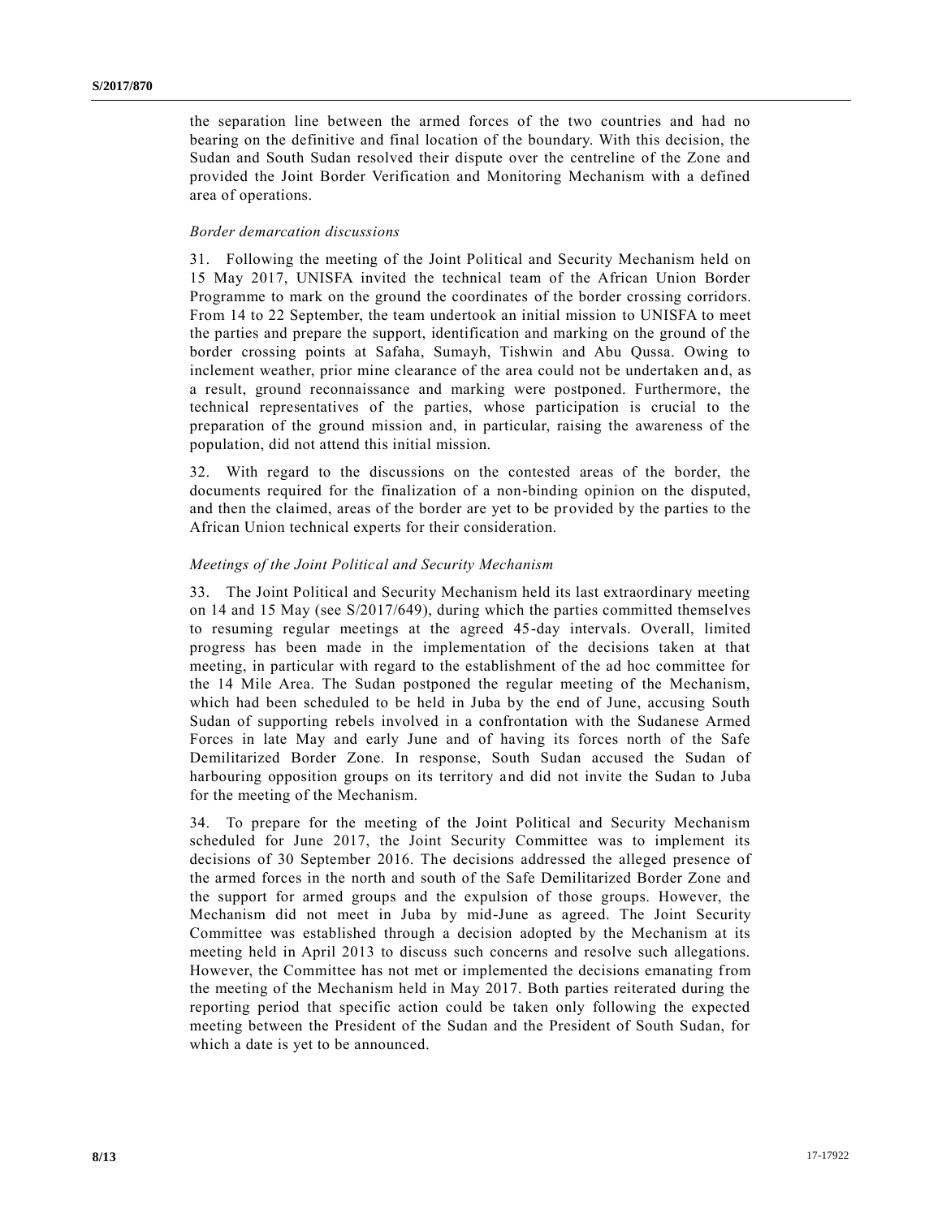the separation line between the armed forces of the two countries and had no bearing on the definitive and final location of the boundary. With this decision, the Sudan and South Sudan resolved their dispute over the centreline of the Zone and provided the Joint Border Verification and Monitoring Mechanism with a defined area of operations.

*Border demarcation discussions*

31. Following the meeting of the Joint Political and Security Mechanism held on 15 May 2017, UNISFA invited the technical team of the African Union Border Programme to mark on the ground the coordinates of the border crossing corridors. From 14 to 22 September, the team undertook an initial mission to UNISFA to meet the parties and prepare the support, identification and marking on the ground of the border crossing points at Safaha, Sumayh, Tishwin and Abu Qussa. Owing to inclement weather, prior mine clearance of the area could not be undertaken and, as a result, ground reconnaissance and marking were postponed. Furthermore, the technical representatives of the parties, whose participation is crucial to the preparation of the ground mission and, in particular, raising the awareness of the population, did not attend this initial mission.

32. With regard to the discussions on the contested areas of the border, the documents required for the finalization of a non-binding opinion on the disputed, and then the claimed, areas of the border are yet to be provided by the parties to the African Union technical experts for their consideration.

*Meetings of the Joint Political and Security Mechanism*

33. The Joint Political and Security Mechanism held its last extraordinary meeting on 14 and 15 May (see S/2017/649), during which the parties committed themselves to resuming regular meetings at the agreed 45-day intervals. Overall, limited progress has been made in the implementation of the decisions taken at that meeting, in particular with regard to the establishment of the ad hoc committee for the 14 Mile Area. The Sudan postponed the regular meeting of the Mechanism, which had been scheduled to be held in Juba by the end of June, accusing South Sudan of supporting rebels involved in a confrontation with the Sudanese Armed Forces in late May and early June and of having its forces north of the Safe Demilitarized Border Zone. In response, South Sudan accused the Sudan of harbouring opposition groups on its territory and did not invite the Sudan to Juba for the meeting of the Mechanism.

34. To prepare for the meeting of the Joint Political and Security Mechanism scheduled for June 2017, the Joint Security Committee was to implement its decisions of 30 September 2016. The decisions addressed the alleged presence of the armed forces in the north and south of the Safe Demilitarized Border Zone and the support for armed groups and the expulsion of those groups. However, the Mechanism did not meet in Juba by mid-June as agreed. The Joint Security Committee was established through a decision adopted by the Mechanism at its meeting held in April 2013 to discuss such concerns and resolve such allegations. However, the Committee has not met or implemented the decisions emanating from the meeting of the Mechanism held in May 2017. Both parties reiterated during the reporting period that specific action could be taken only following the expected meeting between the President of the Sudan and the President of South Sudan, for which a date is yet to be announced.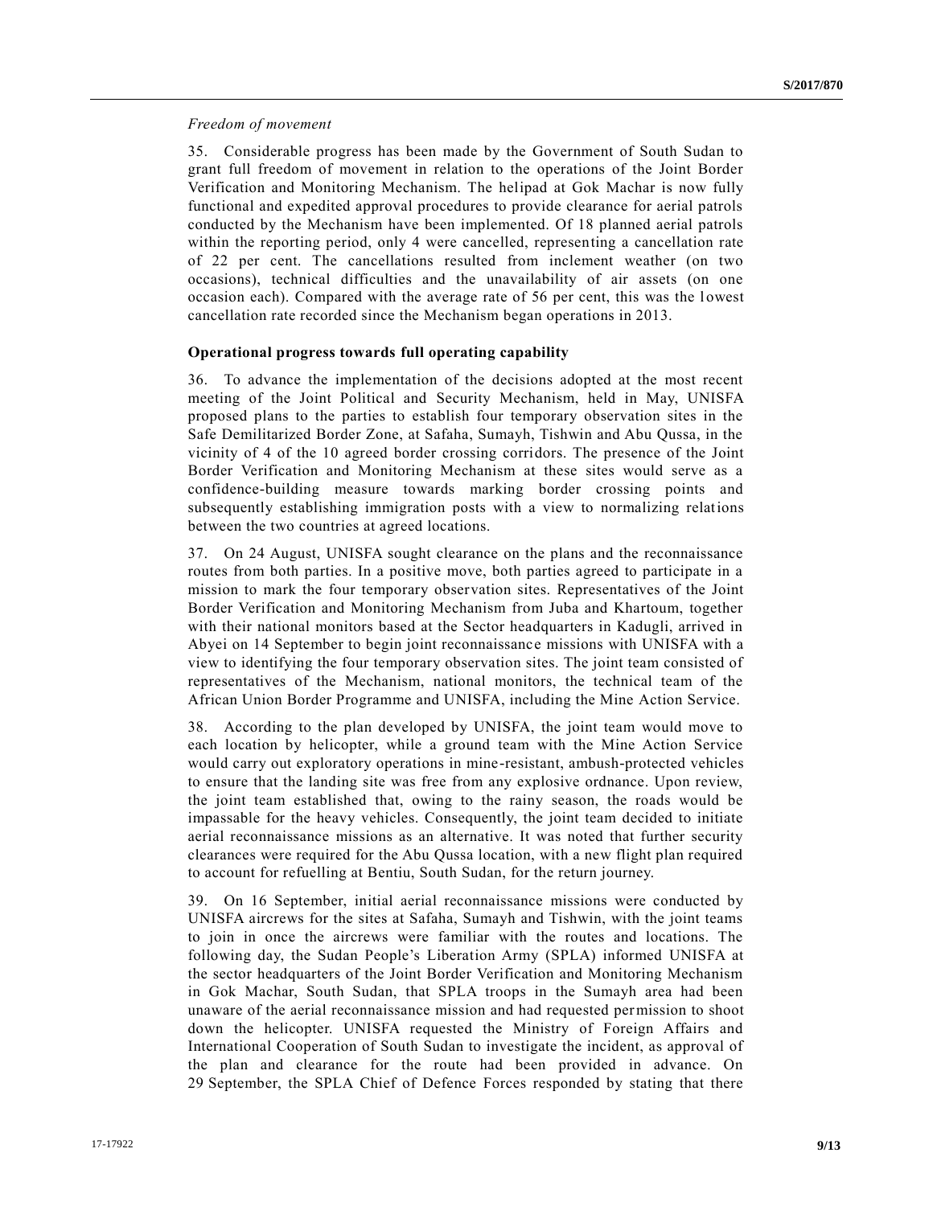*Freedom of movement*

35. Considerable progress has been made by the Government of South Sudan to grant full freedom of movement in relation to the operations of the Joint Border Verification and Monitoring Mechanism. The helipad at Gok Machar is now fully functional and expedited approval procedures to provide clearance for aerial patrols conducted by the Mechanism have been implemented. Of 18 planned aerial patrols within the reporting period, only 4 were cancelled, representing a cancellation rate of 22 per cent. The cancellations resulted from inclement weather (on two occasions), technical difficulties and the unavailability of air assets (on one occasion each). Compared with the average rate of 56 per cent, this was the lowest cancellation rate recorded since the Mechanism began operations in 2013.

**Operational progress towards full operating capability**

36. To advance the implementation of the decisions adopted at the most recent meeting of the Joint Political and Security Mechanism, held in May, UNISFA proposed plans to the parties to establish four temporary observation sites in the Safe Demilitarized Border Zone, at Safaha, Sumayh, Tishwin and Abu Qussa, in the vicinity of 4 of the 10 agreed border crossing corridors. The presence of the Joint Border Verification and Monitoring Mechanism at these sites would serve as a confidence-building measure towards marking border crossing points and subsequently establishing immigration posts with a view to normalizing relations between the two countries at agreed locations.

37. On 24 August, UNISFA sought clearance on the plans and the reconnaissance routes from both parties. In a positive move, both parties agreed to participate in a mission to mark the four temporary observation sites. Representatives of the Joint Border Verification and Monitoring Mechanism from Juba and Khartoum, together with their national monitors based at the Sector headquarters in Kadugli, arrived in Abyei on 14 September to begin joint reconnaissance missions with UNISFA with a view to identifying the four temporary observation sites. The joint team consisted of representatives of the Mechanism, national monitors, the technical team of the African Union Border Programme and UNISFA, including the Mine Action Service.

38. According to the plan developed by UNISFA, the joint team would move to each location by helicopter, while a ground team with the Mine Action Service would carry out exploratory operations in mine-resistant, ambush-protected vehicles to ensure that the landing site was free from any explosive ordnance. Upon review, the joint team established that, owing to the rainy season, the roads would be impassable for the heavy vehicles. Consequently, the joint team decided to initiate aerial reconnaissance missions as an alternative. It was noted that further security clearances were required for the Abu Qussa location, with a new flight plan required to account for refuelling at Bentiu, South Sudan, for the return journey.

39. On 16 September, initial aerial reconnaissance missions were conducted by UNISFA aircrews for the sites at Safaha, Sumayh and Tishwin, with the joint teams to join in once the aircrews were familiar with the routes and locations. The following day, the Sudan People's Liberation Army (SPLA) informed UNISFA at the sector headquarters of the Joint Border Verification and Monitoring Mechanism in Gok Machar, South Sudan, that SPLA troops in the Sumayh area had been unaware of the aerial reconnaissance mission and had requested permission to shoot down the helicopter. UNISFA requested the Ministry of Foreign Affairs and International Cooperation of South Sudan to investigate the incident, as approval of the plan and clearance for the route had been provided in advance. On 29 September, the SPLA Chief of Defence Forces responded by stating that there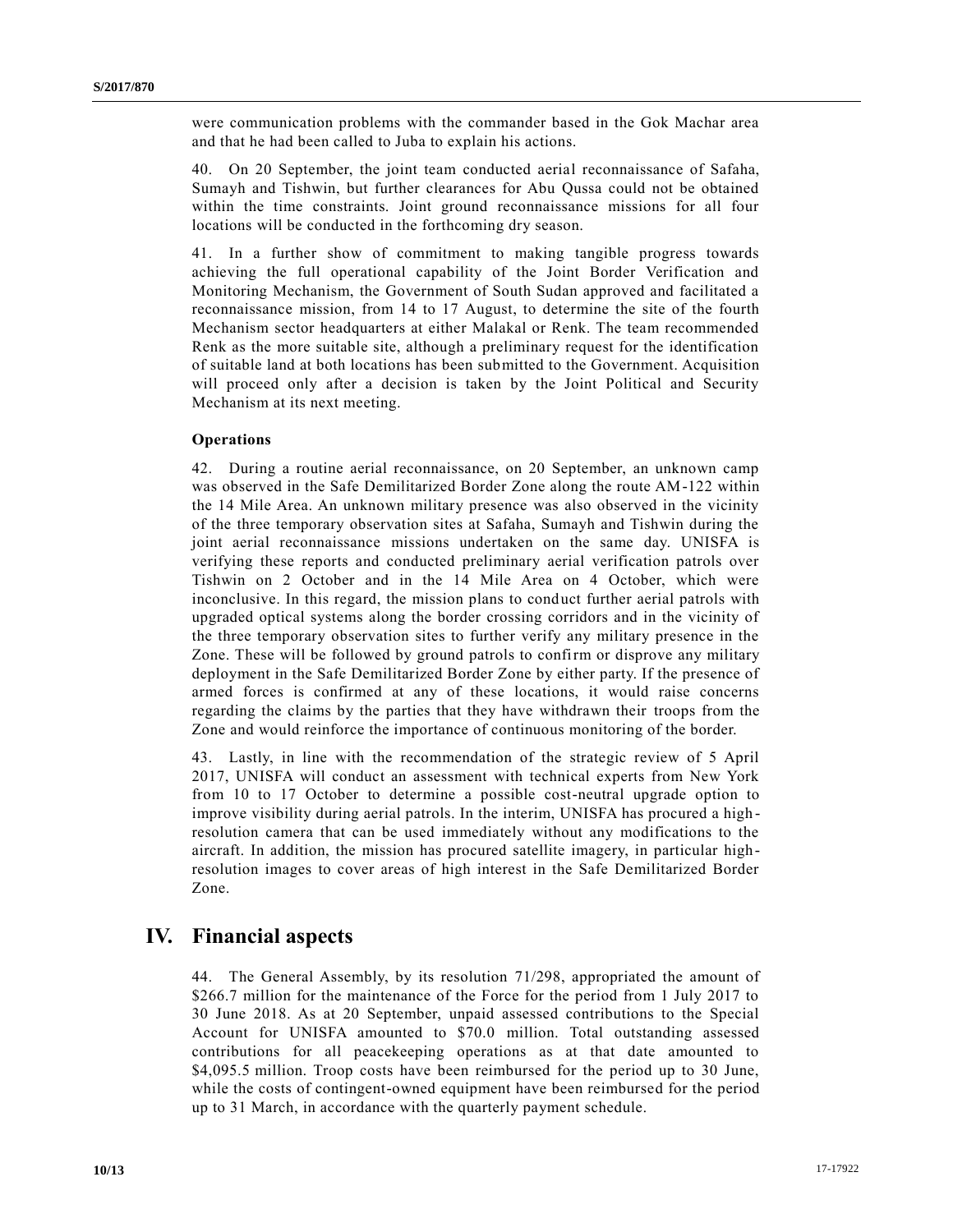were communication problems with the commander based in the Gok Machar area and that he had been called to Juba to explain his actions.

40. On 20 September, the joint team conducted aerial reconnaissance of Safaha, Sumayh and Tishwin, but further clearances for Abu Qussa could not be obtained within the time constraints. Joint ground reconnaissance missions for all four locations will be conducted in the forthcoming dry season.

41. In a further show of commitment to making tangible progress towards achieving the full operational capability of the Joint Border Verification and Monitoring Mechanism, the Government of South Sudan approved and facilitated a reconnaissance mission, from 14 to 17 August, to determine the site of the fourth Mechanism sector headquarters at either Malakal or Renk. The team recommended Renk as the more suitable site, although a preliminary request for the identification of suitable land at both locations has been submitted to the Government. Acquisition will proceed only after a decision is taken by the Joint Political and Security Mechanism at its next meeting.

### Operations

42. During a routine aerial reconnaissance, on 20 September, an unknown camp was observed in the Safe Demilitarized Border Zone along the route AM-122 within the 14 Mile Area. An unknown military presence was also observed in the vicinity of the three temporary observation sites at Safaha, Sumayh and Tishwin during the joint aerial reconnaissance missions undertaken on the same day. UNISFA is verifying these reports and conducted preliminary aerial verification patrols over Tishwin on 2 October and in the 14 Mile Area on 4 October, which were inconclusive. In this regard, the mission plans to conduct further aerial patrols with upgraded optical systems along the border crossing corridors and in the vicinity of the three temporary observation sites to further verify any military presence in the Zone. These will be followed by ground patrols to confirm or disprove any military deployment in the Safe Demilitarized Border Zone by either party. If the presence of armed forces is confirmed at any of these locations, it would raise concerns regarding the claims by the parties that they have withdrawn their troops from the Zone and would reinforce the importance of continuous monitoring of the border.

43. Lastly, in line with the recommendation of the strategic review of 5 April 2017, UNISFA will conduct an assessment with technical experts from New York from 10 to 17 October to determine a possible cost-neutral upgrade option to improve visibility during aerial patrols. In the interim, UNISFA has procured a high-resolution camera that can be used immediately without any modifications to the aircraft. In addition, the mission has procured satellite imagery, in particular high-resolution images to cover areas of high interest in the Safe Demilitarized Border Zone.

## IV. Financial aspects

44. The General Assembly, by its resolution 71/298, appropriated the amount of $266.7 million for the maintenance of the Force for the period from 1 July 2017 to 30 June 2018. As at 20 September, unpaid assessed contributions to the Special Account for UNISFA amounted to $70.0 million. Total outstanding assessed contributions for all peacekeeping operations as at that date amounted to $4,095.5 million. Troop costs have been reimbursed for the period up to 30 June, while the costs of contingent-owned equipment have been reimbursed for the period up to 31 March, in accordance with the quarterly payment schedule.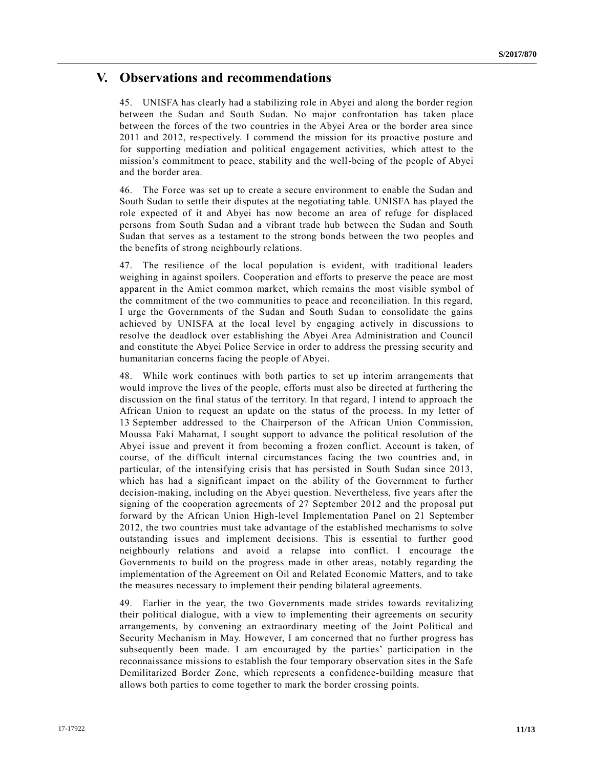## V. Observations and recommendations

45. UNISFA has clearly had a stabilizing role in Abyei and along the border region between the Sudan and South Sudan. No major confrontation has taken place between the forces of the two countries in the Abyei Area or the border area since 2011 and 2012, respectively. I commend the mission for its proactive posture and for supporting mediation and political engagement activities, which attest to the mission's commitment to peace, stability and the well-being of the people of Abyei and the border area.

46. The Force was set up to create a secure environment to enable the Sudan and South Sudan to settle their disputes at the negotiating table. UNISFA has played the role expected of it and Abyei has now become an area of refuge for displaced persons from South Sudan and a vibrant trade hub between the Sudan and South Sudan that serves as a testament to the strong bonds between the two peoples and the benefits of strong neighbourly relations.

47. The resilience of the local population is evident, with traditional leaders weighing in against spoilers. Cooperation and efforts to preserve the peace are most apparent in the Amiet common market, which remains the most visible symbol of the commitment of the two communities to peace and reconciliation. In this regard, I urge the Governments of the Sudan and South Sudan to consolidate the gains achieved by UNISFA at the local level by engaging actively in discussions to resolve the deadlock over establishing the Abyei Area Administration and Council and constitute the Abyei Police Service in order to address the pressing security and humanitarian concerns facing the people of Abyei.

48. While work continues with both parties to set up interim arrangements that would improve the lives of the people, efforts must also be directed at furthering the discussion on the final status of the territory. In that regard, I intend to approach the African Union to request an update on the status of the process. In my letter of 13 September addressed to the Chairperson of the African Union Commission, Moussa Faki Mahamat, I sought support to advance the political resolution of the Abyei issue and prevent it from becoming a frozen conflict. Account is taken, of course, of the difficult internal circumstances facing the two countries and, in particular, of the intensifying crisis that has persisted in South Sudan since 2013, which has had a significant impact on the ability of the Government to further decision-making, including on the Abyei question. Nevertheless, five years after the signing of the cooperation agreements of 27 September 2012 and the proposal put forward by the African Union High-level Implementation Panel on 21 September 2012, the two countries must take advantage of the established mechanisms to solve outstanding issues and implement decisions. This is essential to further good neighbourly relations and avoid a relapse into conflict. I encourage the Governments to build on the progress made in other areas, notably regarding the implementation of the Agreement on Oil and Related Economic Matters, and to take the measures necessary to implement their pending bilateral agreements.

49. Earlier in the year, the two Governments made strides towards revitalizing their political dialogue, with a view to implementing their agreements on security arrangements, by convening an extraordinary meeting of the Joint Political and Security Mechanism in May. However, I am concerned that no further progress has subsequently been made. I am encouraged by the parties' participation in the reconnaissance missions to establish the four temporary observation sites in the Safe Demilitarized Border Zone, which represents a confidence-building measure that allows both parties to come together to mark the border crossing points.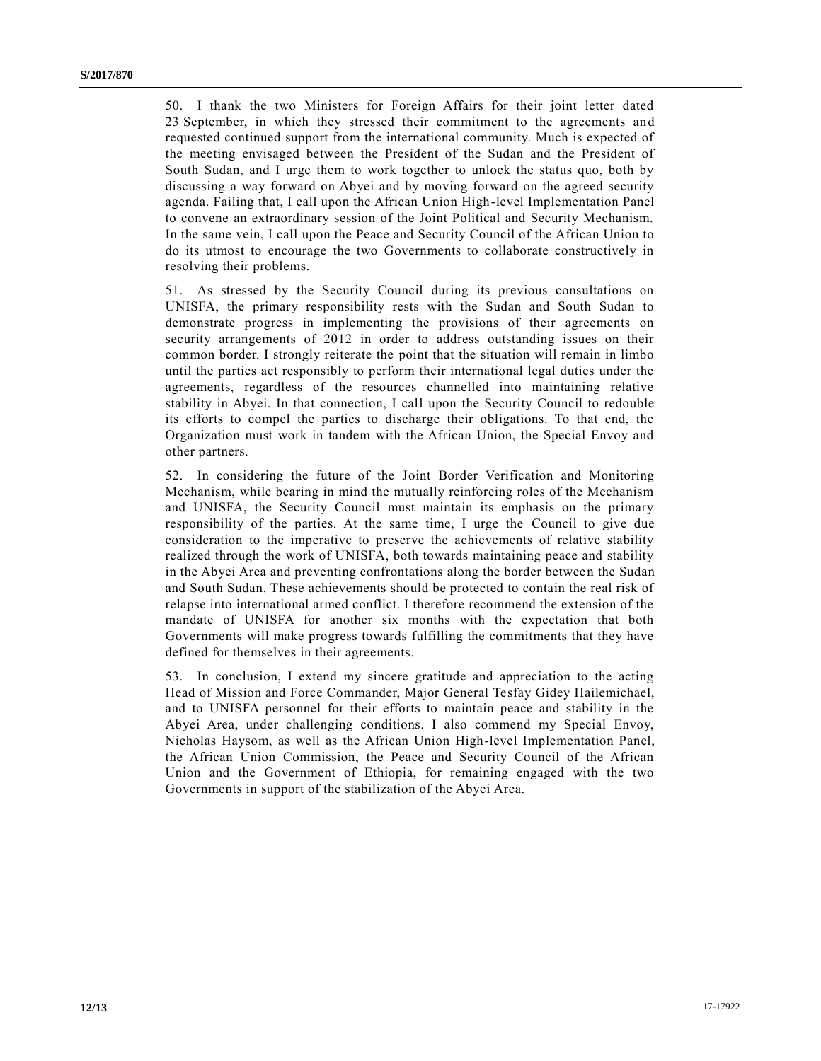50. I thank the two Ministers for Foreign Affairs for their joint letter dated 23 September, in which they stressed their commitment to the agreements and requested continued support from the international community. Much is expected of the meeting envisaged between the President of the Sudan and the President of South Sudan, and I urge them to work together to unlock the status quo, both by discussing a way forward on Abyei and by moving forward on the agreed security agenda. Failing that, I call upon the African Union High-level Implementation Panel to convene an extraordinary session of the Joint Political and Security Mechanism. In the same vein, I call upon the Peace and Security Council of the African Union to do its utmost to encourage the two Governments to collaborate constructively in resolving their problems.

51. As stressed by the Security Council during its previous consultations on UNISFA, the primary responsibility rests with the Sudan and South Sudan to demonstrate progress in implementing the provisions of their agreements on security arrangements of 2012 in order to address outstanding issues on their common border. I strongly reiterate the point that the situation will remain in limbo until the parties act responsibly to perform their international legal duties under the agreements, regardless of the resources channelled into maintaining relative stability in Abyei. In that connection, I call upon the Security Council to redouble its efforts to compel the parties to discharge their obligations. To that end, the Organization must work in tandem with the African Union, the Special Envoy and other partners.

52. In considering the future of the Joint Border Verification and Monitoring Mechanism, while bearing in mind the mutually reinforcing roles of the Mechanism and UNISFA, the Security Council must maintain its emphasis on the primary responsibility of the parties. At the same time, I urge the Council to give due consideration to the imperative to preserve the achievements of relative stability realized through the work of UNISFA, both towards maintaining peace and stability in the Abyei Area and preventing confrontations along the border between the Sudan and South Sudan. These achievements should be protected to contain the real risk of relapse into international armed conflict. I therefore recommend the extension of the mandate of UNISFA for another six months with the expectation that both Governments will make progress towards fulfilling the commitments that they have defined for themselves in their agreements.

53. In conclusion, I extend my sincere gratitude and appreciation to the acting Head of Mission and Force Commander, Major General Tesfay Gidey Hailemichael, and to UNISFA personnel for their efforts to maintain peace and stability in the Abyei Area, under challenging conditions. I also commend my Special Envoy, Nicholas Haysom, as well as the African Union High-level Implementation Panel, the African Union Commission, the Peace and Security Council of the African Union and the Government of Ethiopia, for remaining engaged with the two Governments in support of the stabilization of the Abyei Area.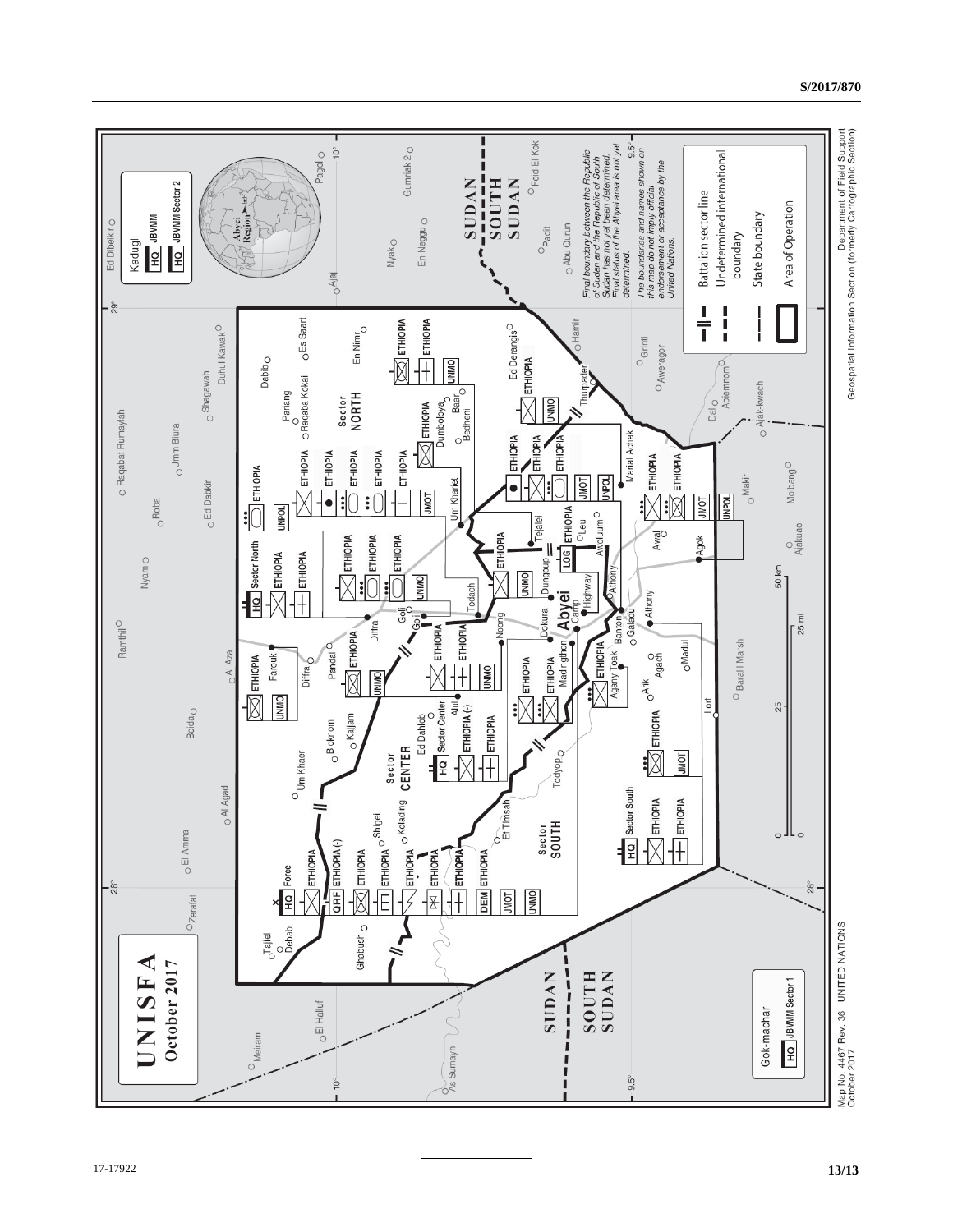# UNISFA

**October 2017**

Kadugli

HQ JBVMM

HQ JBVMM Sector 2

Gok-machar

HQ JBVMM Sector 1

Abyei Region

SUDAN

SOUTH SUDAN

Sector NORTH

Sector CENTER

Sector SOUTH

Abyei

Final boundary between the Republic of Sudan and the Republic of South Sudan has not yet been determined. Final status of the Abyei area is not yet determined.

The boundaries and names shown on this map do not imply official endorsement or acceptance by the United Nations.

Battalion sector line

Undetermined international boundary

State boundary

Area of Operation

0 25 50 km

0 25 mi

Map No. 4467 Rev. 36 UNITED NATIONS
October 2017

Department of Field Support
Geospatial Information Section (formerly Cartographic Section)